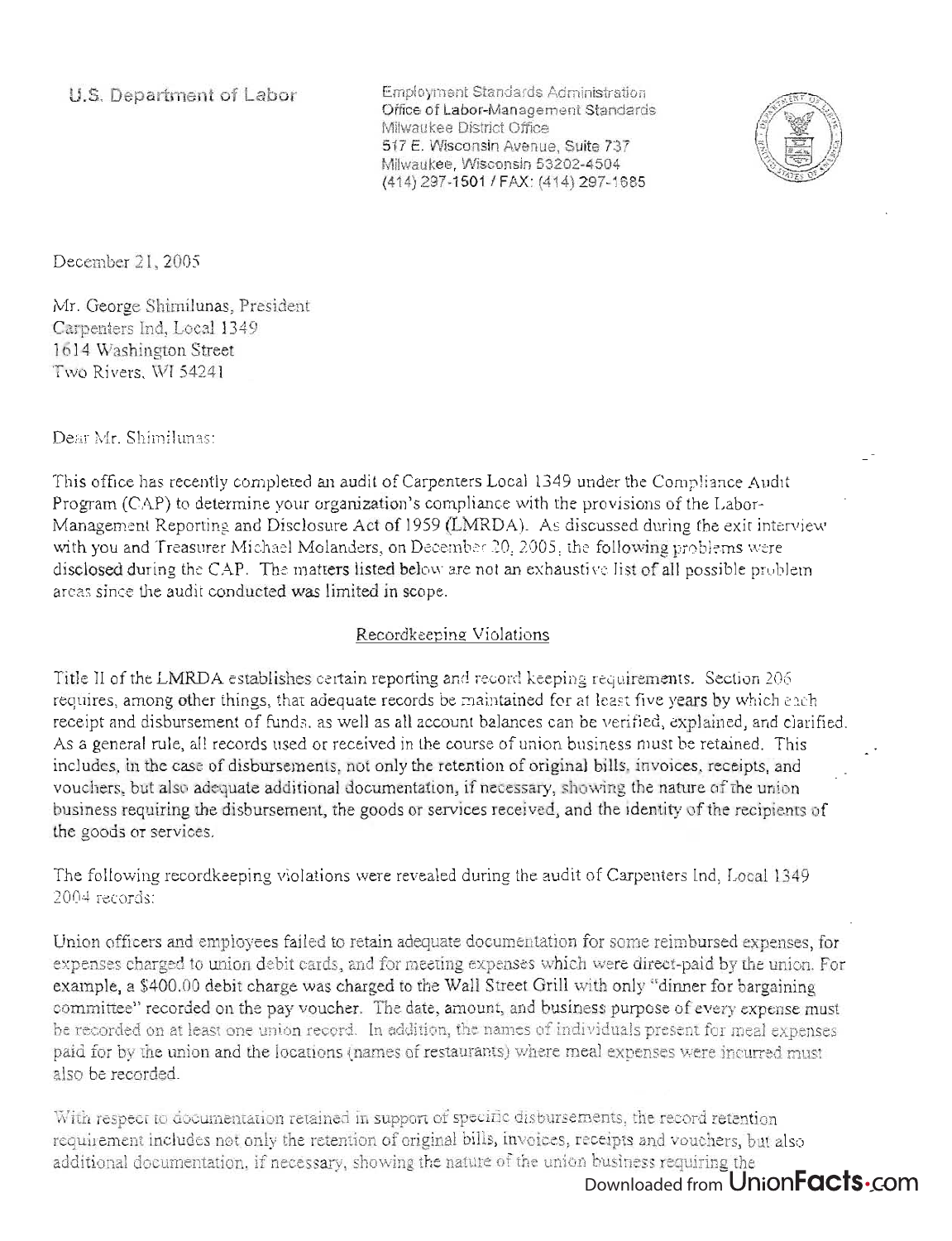U.S. Department of Labor

Employment Standards Administration
Office of Labor-Management Standards
Milwaukee District Office
517 E. Wisconsin Avenue, Suite 737
Milwaukee, Wisconsin 53202-4504
(414) 297-1501 / FAX: (414) 297-1685

December 21, 2005

Mr. George Shimilunas, President
Carpenters Ind, Local 1349
1614 Washington Street
Two Rivers, WI 54241

Dear Mr. Shimilunas:

This office has recently completed an audit of Carpenters Local 1349 under the Compliance Audit Program (CAP) to determine your organization's compliance with the provisions of the Labor-Management Reporting and Disclosure Act of 1959 (LMRDA). As discussed during the exit interview with you and Treasurer Michael Molanders, on December 20, 2005, the following problems were disclosed during the CAP. The matters listed below are not an exhaustive list of all possible problem areas since the audit conducted was limited in scope.

## Recordkeeping Violations

Title II of the LMRDA establishes certain reporting and record keeping requirements. Section 206 requires, among other things, that adequate records be maintained for at least five years by which each receipt and disbursement of funds, as well as all account balances can be verified, explained, and clarified. As a general rule, all records used or received in the course of union business must be retained. This includes, in the case of disbursements, not only the retention of original bills, invoices, receipts, and vouchers, but also adequate additional documentation, if necessary, showing the nature of the union business requiring the disbursement, the goods or services received, and the identity of the recipients of the goods or services.

The following recordkeeping violations were revealed during the audit of Carpenters Ind, Local 1349 2004 records:

Union officers and employees failed to retain adequate documentation for some reimbursed expenses, for expenses charged to union debit cards, and for meeting expenses which were direct-paid by the union. For example, a $400.00 debit charge was charged to the Wall Street Grill with only "dinner for bargaining committee" recorded on the pay voucher. The date, amount, and business purpose of every expense must be recorded on at least one union record. In addition, the names of individuals present for meal expenses paid for by the union and the locations (names of restaurants) where meal expenses were incurred must also be recorded.

With respect to documentation retained in support of specific disbursements, the record retention requirement includes not only the retention of original bills, invoices, receipts and vouchers, but also additional documentation, if necessary, showing the nature of the union business requiring the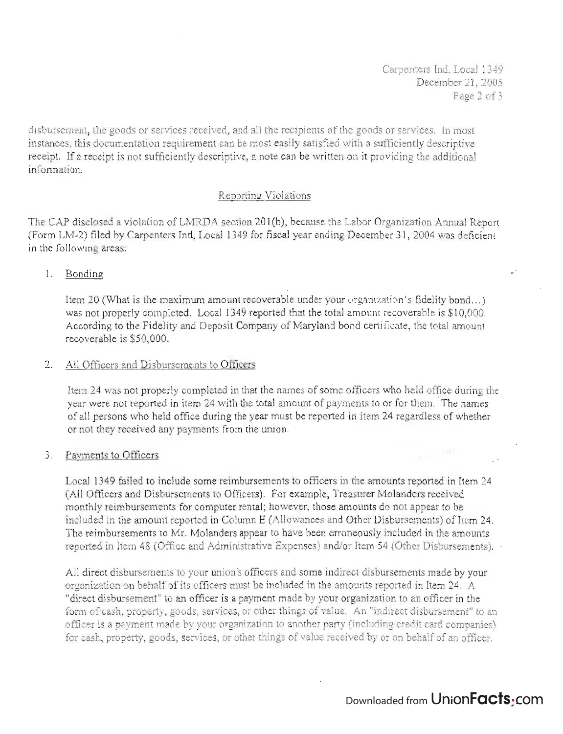disbursement, the goods or services received, and all the recipients of the goods or services. In most instances, this documentation requirement can be most easily satisfied with a sufficiently descriptive receipt. If a receipt is not sufficiently descriptive, a note can be written on it providing the additional information.

## Reporting Violations

The CAP disclosed a violation of LMRDA section 201(b), because the Labor Organization Annual Report (Form LM-2) filed by Carpenters Ind, Local 1349 for fiscal year ending December 31, 2004 was deficient in the following areas:

1. Bonding

   Item 20 (What is the maximum amount recoverable under your organization's fidelity bond...) was not properly completed. Local 1349 reported that the total amount recoverable is $10,000. According to the Fidelity and Deposit Company of Maryland bond certificate, the total amount recoverable is $50,000.

2. All Officers and Disbursements to Officers

   Item 24 was not properly completed in that the names of some officers who held office during the year were not reported in item 24 with the total amount of payments to or for them. The names of all persons who held office during the year must be reported in item 24 regardless of whether or not they received any payments from the union.

3. Payments to Officers

   Local 1349 failed to include some reimbursements to officers in the amounts reported in Item 24 (All Officers and Disbursements to Officers). For example, Treasurer Molanders received monthly reimbursements for computer rental; however, those amounts do not appear to be included in the amount reported in Column E (Allowances and Other Disbursements) of Item 24. The reimbursements to Mr. Molanders appear to have been erroneously included in the amounts reported in Item 48 (Office and Administrative Expenses) and/or Item 54 (Other Disbursements).

   All direct disbursements to your union's officers and some indirect disbursements made by your organization on behalf of its officers must be included in the amounts reported in Item 24. A "direct disbursement" to an officer is a payment made by your organization to an officer in the form of cash, property, goods, services, or other things of value. An "indirect disbursement" to an officer is a payment made by your organization to another party (including credit card companies) for cash, property, goods, services, or other things of value received by or on behalf of an officer.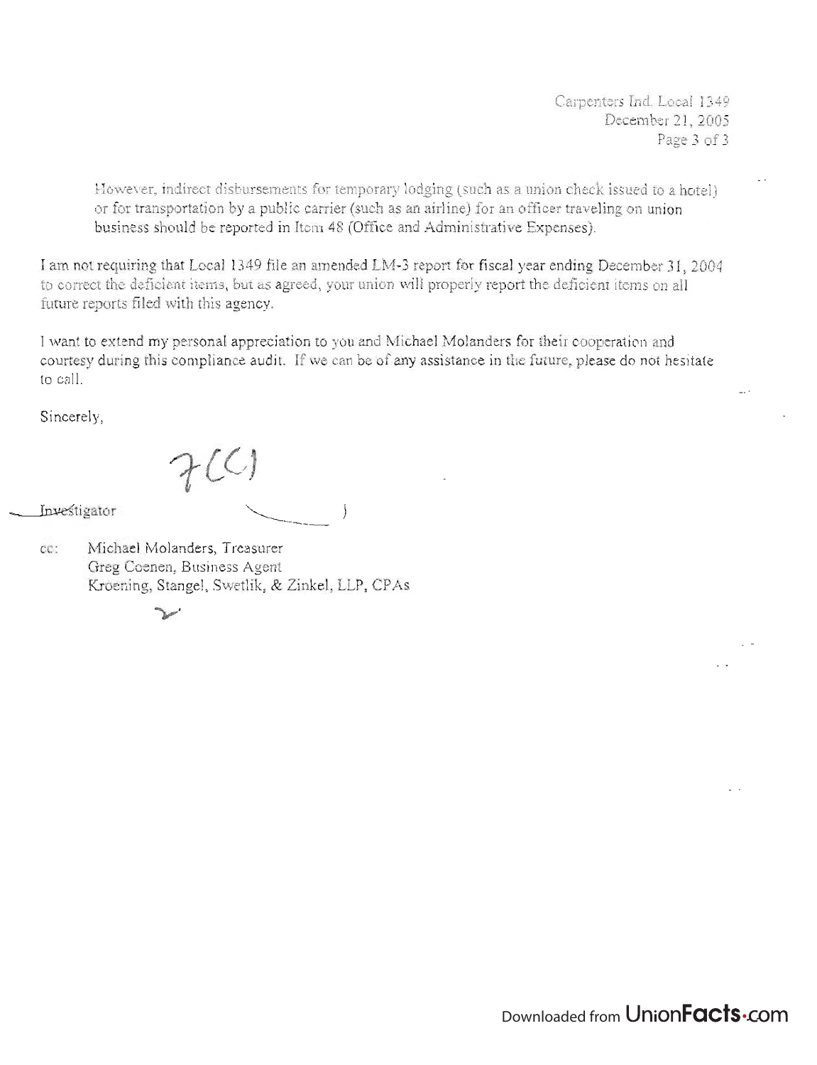However, indirect disbursements for temporary lodging (such as a union check issued to a hotel) or for transportation by a public carrier (such as an airline) for an officer traveling on union business should be reported in Item 48 (Office and Administrative Expenses).

I am not requiring that Local 1349 file an amended LM-3 report for fiscal year ending December 31, 2004 to correct the deficient items, but as agreed, your union will properly report the deficient items on all future reports filed with this agency.

I want to extend my personal appreciation to you and Michael Molanders for their cooperation and courtesy during this compliance audit. If we can be of any assistance in the future, please do not hesitate to call.

Sincerely,

7(C)

Investigator

cc: Michael Molanders, Treasurer
Greg Coenen, Business Agent
Kroening, Stangel, Swetlik, & Zinkel, LLP, CPAs